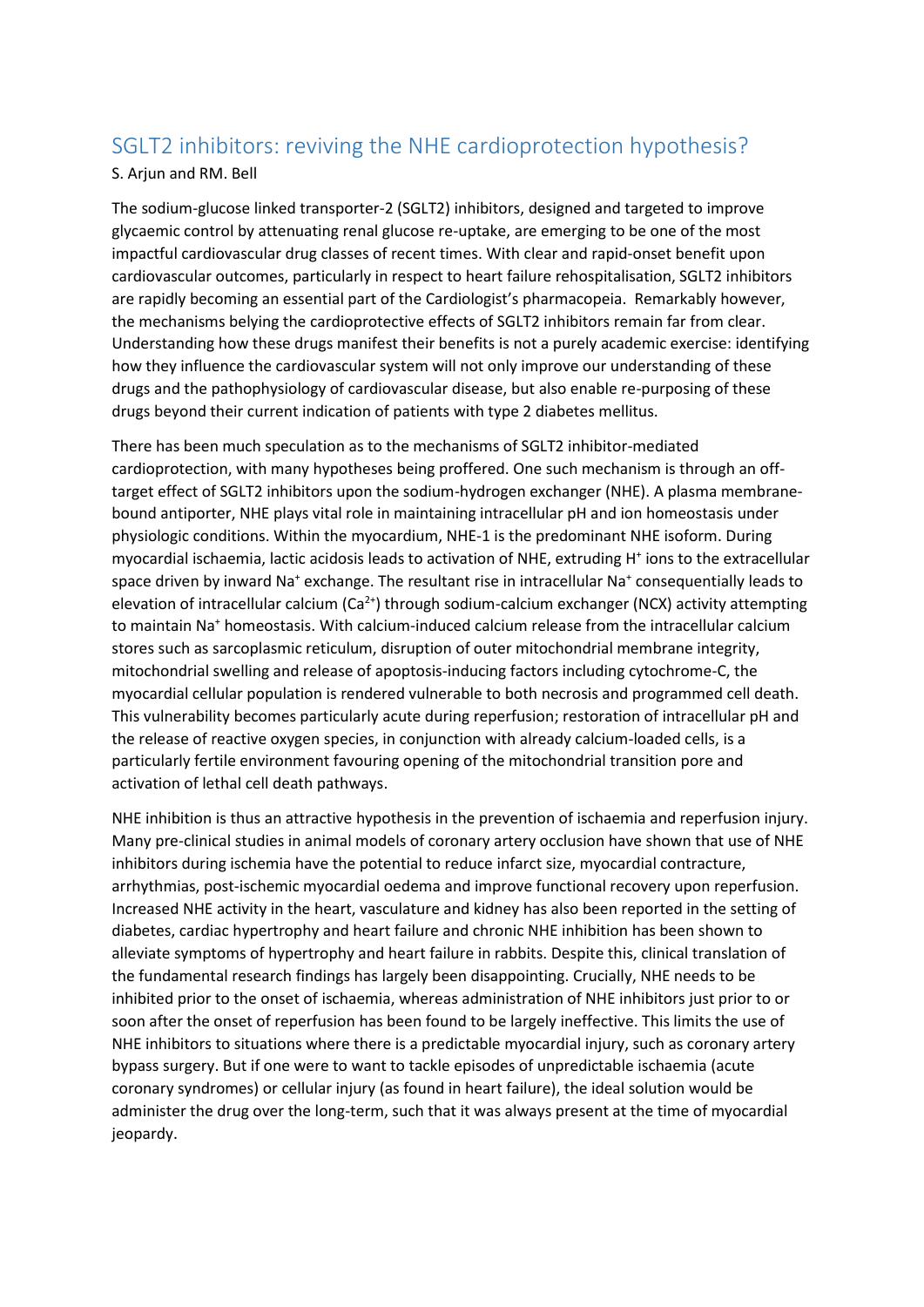# SGLT2 inhibitors: reviving the NHE cardioprotection hypothesis?

S. Arjun and RM. Bell

The sodium-glucose linked transporter-2 (SGLT2) inhibitors, designed and targeted to improve glycaemic control by attenuating renal glucose re-uptake, are emerging to be one of the most impactful cardiovascular drug classes of recent times. With clear and rapid-onset benefit upon cardiovascular outcomes, particularly in respect to heart failure rehospitalisation, SGLT2 inhibitors are rapidly becoming an essential part of the Cardiologist's pharmacopeia. Remarkably however, the mechanisms belying the cardioprotective effects of SGLT2 inhibitors remain far from clear. Understanding how these drugs manifest their benefits is not a purely academic exercise: identifying how they influence the cardiovascular system will not only improve our understanding of these drugs and the pathophysiology of cardiovascular disease, but also enable re-purposing of these drugs beyond their current indication of patients with type 2 diabetes mellitus.

There has been much speculation as to the mechanisms of SGLT2 inhibitor-mediated cardioprotection, with many hypotheses being proffered. One such mechanism is through an off-target effect of SGLT2 inhibitors upon the sodium-hydrogen exchanger (NHE). A plasma membrane-bound antiporter, NHE plays vital role in maintaining intracellular pH and ion homeostasis under physiologic conditions. Within the myocardium, NHE-1 is the predominant NHE isoform. During myocardial ischaemia, lactic acidosis leads to activation of NHE, extruding $H^+$ ions to the extracellular space driven by inward $Na^+$ exchange. The resultant rise in intracellular $Na^+$ consequentially leads to elevation of intracellular calcium ($Ca^{2+}$) through sodium-calcium exchanger (NCX) activity attempting to maintain $Na^+$ homeostasis. With calcium-induced calcium release from the intracellular calcium stores such as sarcoplasmic reticulum, disruption of outer mitochondrial membrane integrity, mitochondrial swelling and release of apoptosis-inducing factors including cytochrome-C, the myocardial cellular population is rendered vulnerable to both necrosis and programmed cell death. This vulnerability becomes particularly acute during reperfusion; restoration of intracellular pH and the release of reactive oxygen species, in conjunction with already calcium-loaded cells, is a particularly fertile environment favouring opening of the mitochondrial transition pore and activation of lethal cell death pathways.

NHE inhibition is thus an attractive hypothesis in the prevention of ischaemia and reperfusion injury. Many pre-clinical studies in animal models of coronary artery occlusion have shown that use of NHE inhibitors during ischemia have the potential to reduce infarct size, myocardial contracture, arrhythmias, post-ischemic myocardial oedema and improve functional recovery upon reperfusion. Increased NHE activity in the heart, vasculature and kidney has also been reported in the setting of diabetes, cardiac hypertrophy and heart failure and chronic NHE inhibition has been shown to alleviate symptoms of hypertrophy and heart failure in rabbits. Despite this, clinical translation of the fundamental research findings has largely been disappointing. Crucially, NHE needs to be inhibited prior to the onset of ischaemia, whereas administration of NHE inhibitors just prior to or soon after the onset of reperfusion has been found to be largely ineffective. This limits the use of NHE inhibitors to situations where there is a predictable myocardial injury, such as coronary artery bypass surgery. But if one were to want to tackle episodes of unpredictable ischaemia (acute coronary syndromes) or cellular injury (as found in heart failure), the ideal solution would be administer the drug over the long-term, such that it was always present at the time of myocardial jeopardy.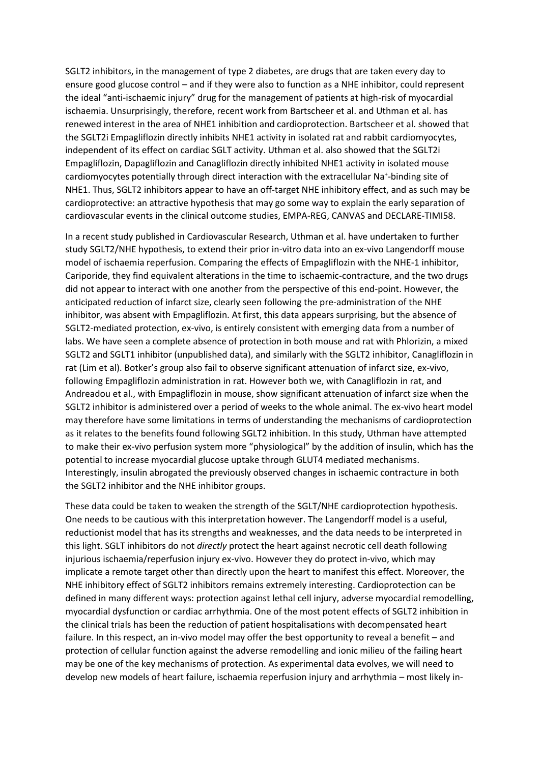SGLT2 inhibitors, in the management of type 2 diabetes, are drugs that are taken every day to ensure good glucose control – and if they were also to function as a NHE inhibitor, could represent the ideal "anti-ischaemic injury" drug for the management of patients at high-risk of myocardial ischaemia. Unsurprisingly, therefore, recent work from Bartscheer et al. and Uthman et al. has renewed interest in the area of NHE1 inhibition and cardioprotection. Bartscheer et al. showed that the SGLT2i Empagliflozin directly inhibits NHE1 activity in isolated rat and rabbit cardiomyocytes, independent of its effect on cardiac SGLT activity. Uthman et al. also showed that the SGLT2i Empagliflozin, Dapagliflozin and Canagliflozin directly inhibited NHE1 activity in isolated mouse cardiomyocytes potentially through direct interaction with the extracellular $Na^+$-binding site of NHE1. Thus, SGLT2 inhibitors appear to have an off-target NHE inhibitory effect, and as such may be cardioprotective: an attractive hypothesis that may go some way to explain the early separation of cardiovascular events in the clinical outcome studies, EMPA-REG, CANVAS and DECLARE-TIMI58.

In a recent study published in Cardiovascular Research, Uthman et al. have undertaken to further study SGLT2/NHE hypothesis, to extend their prior in-vitro data into an ex-vivo Langendorff mouse model of ischaemia reperfusion. Comparing the effects of Empagliflozin with the NHE-1 inhibitor, Cariporide, they find equivalent alterations in the time to ischaemic-contracture, and the two drugs did not appear to interact with one another from the perspective of this end-point. However, the anticipated reduction of infarct size, clearly seen following the pre-administration of the NHE inhibitor, was absent with Empagliflozin. At first, this data appears surprising, but the absence of SGLT2-mediated protection, ex-vivo, is entirely consistent with emerging data from a number of labs. We have seen a complete absence of protection in both mouse and rat with Phlorizin, a mixed SGLT2 and SGLT1 inhibitor (unpublished data), and similarly with the SGLT2 inhibitor, Canagliflozin in rat (Lim et al). Botker's group also fail to observe significant attenuation of infarct size, ex-vivo, following Empagliflozin administration in rat. However both we, with Canagliflozin in rat, and Andreadou et al., with Empagliflozin in mouse, show significant attenuation of infarct size when the SGLT2 inhibitor is administered over a period of weeks to the whole animal. The ex-vivo heart model may therefore have some limitations in terms of understanding the mechanisms of cardioprotection as it relates to the benefits found following SGLT2 inhibition. In this study, Uthman have attempted to make their ex-vivo perfusion system more "physiological" by the addition of insulin, which has the potential to increase myocardial glucose uptake through GLUT4 mediated mechanisms. Interestingly, insulin abrogated the previously observed changes in ischaemic contracture in both the SGLT2 inhibitor and the NHE inhibitor groups.

These data could be taken to weaken the strength of the SGLT/NHE cardioprotection hypothesis. One needs to be cautious with this interpretation however. The Langendorff model is a useful, reductionist model that has its strengths and weaknesses, and the data needs to be interpreted in this light. SGLT inhibitors do not *directly* protect the heart against necrotic cell death following injurious ischaemia/reperfusion injury ex-vivo. However they do protect in-vivo, which may implicate a remote target other than directly upon the heart to manifest this effect. Moreover, the NHE inhibitory effect of SGLT2 inhibitors remains extremely interesting. Cardioprotection can be defined in many different ways: protection against lethal cell injury, adverse myocardial remodelling, myocardial dysfunction or cardiac arrhythmia. One of the most potent effects of SGLT2 inhibition in the clinical trials has been the reduction of patient hospitalisations with decompensated heart failure. In this respect, an in-vivo model may offer the best opportunity to reveal a benefit – and protection of cellular function against the adverse remodelling and ionic milieu of the failing heart may be one of the key mechanisms of protection. As experimental data evolves, we will need to develop new models of heart failure, ischaemia reperfusion injury and arrhythmia – most likely in-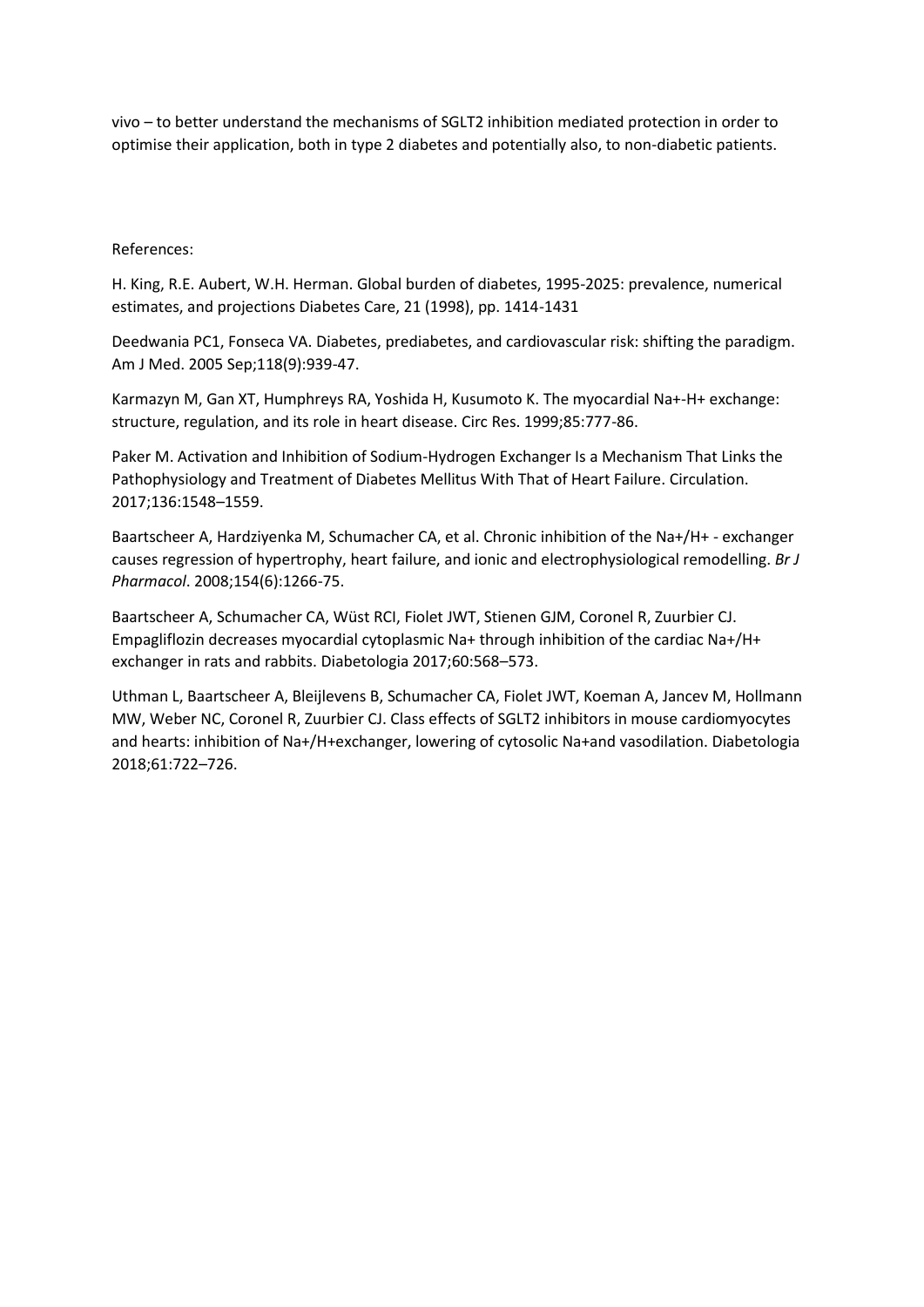vivo – to better understand the mechanisms of SGLT2 inhibition mediated protection in order to optimise their application, both in type 2 diabetes and potentially also, to non-diabetic patients.

References:

H. King, R.E. Aubert, W.H. Herman. Global burden of diabetes, 1995-2025: prevalence, numerical estimates, and projections Diabetes Care, 21 (1998), pp. 1414-1431

Deedwania PC1, Fonseca VA. Diabetes, prediabetes, and cardiovascular risk: shifting the paradigm. Am J Med. 2005 Sep;118(9):939-47.

Karmazyn M, Gan XT, Humphreys RA, Yoshida H, Kusumoto K. The myocardial Na+-H+ exchange: structure, regulation, and its role in heart disease. Circ Res. 1999;85:777-86.

Paker M. Activation and Inhibition of Sodium-Hydrogen Exchanger Is a Mechanism That Links the Pathophysiology and Treatment of Diabetes Mellitus With That of Heart Failure. Circulation. 2017;136:1548–1559.

Baartscheer A, Hardziyenka M, Schumacher CA, et al. Chronic inhibition of the Na+/H+ - exchanger causes regression of hypertrophy, heart failure, and ionic and electrophysiological remodelling. *Br J Pharmacol*. 2008;154(6):1266-75.

Baartscheer A, Schumacher CA, Wüst RCI, Fiolet JWT, Stienen GJM, Coronel R, Zuurbier CJ. Empagliflozin decreases myocardial cytoplasmic Na+ through inhibition of the cardiac Na+/H+ exchanger in rats and rabbits. Diabetologia 2017;60:568–573.

Uthman L, Baartscheer A, Bleijlevens B, Schumacher CA, Fiolet JWT, Koeman A, Jancev M, Hollmann MW, Weber NC, Coronel R, Zuurbier CJ. Class effects of SGLT2 inhibitors in mouse cardiomyocytes and hearts: inhibition of Na+/H+exchanger, lowering of cytosolic Na+and vasodilation. Diabetologia 2018;61:722–726.